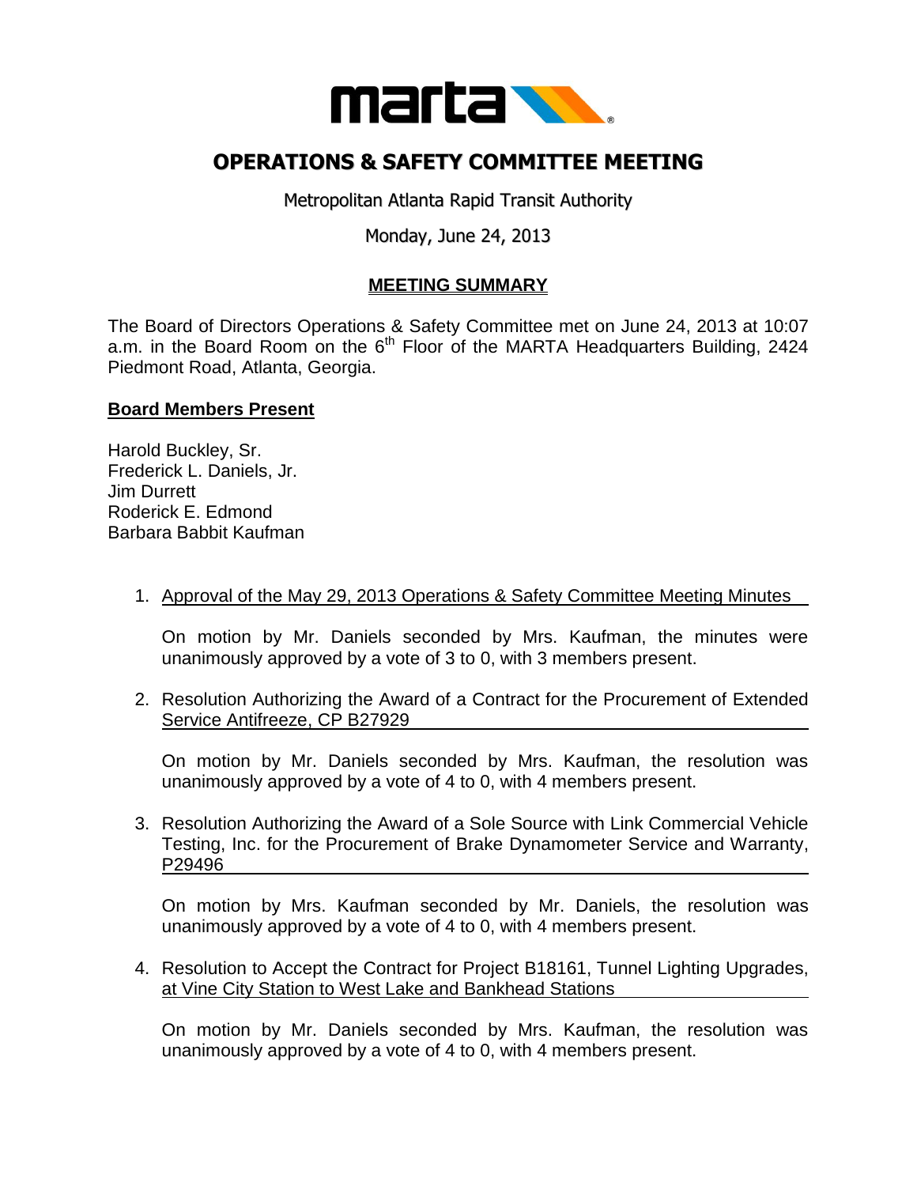# OPERATIONS & SAFETY COMMITTEE MEETING

Metropolitan Atlanta Rapid Transit Authority

Monday, June 24, 2013

## MEETING SUMMARY

The Board of Directors Operations & Safety Committee met on June 24, 2013 at 10:07 a.m. in the Board Room on the 6th Floor of the MARTA Headquarters Building, 2424 Piedmont Road, Atlanta, Georgia.

### Board Members Present

Harold Buckley, Sr.
Frederick L. Daniels, Jr.
Jim Durrett
Roderick E. Edmond
Barbara Babbit Kaufman

1. Approval of the May 29, 2013 Operations & Safety Committee Meeting Minutes

   On motion by Mr. Daniels seconded by Mrs. Kaufman, the minutes were unanimously approved by a vote of 3 to 0, with 3 members present.

2. Resolution Authorizing the Award of a Contract for the Procurement of Extended Service Antifreeze, CP B27929

   On motion by Mr. Daniels seconded by Mrs. Kaufman, the resolution was unanimously approved by a vote of 4 to 0, with 4 members present.

3. Resolution Authorizing the Award of a Sole Source with Link Commercial Vehicle Testing, Inc. for the Procurement of Brake Dynamometer Service and Warranty, P29496

   On motion by Mrs. Kaufman seconded by Mr. Daniels, the resolution was unanimously approved by a vote of 4 to 0, with 4 members present.

4. Resolution to Accept the Contract for Project B18161, Tunnel Lighting Upgrades, at Vine City Station to West Lake and Bankhead Stations

   On motion by Mr. Daniels seconded by Mrs. Kaufman, the resolution was unanimously approved by a vote of 4 to 0, with 4 members present.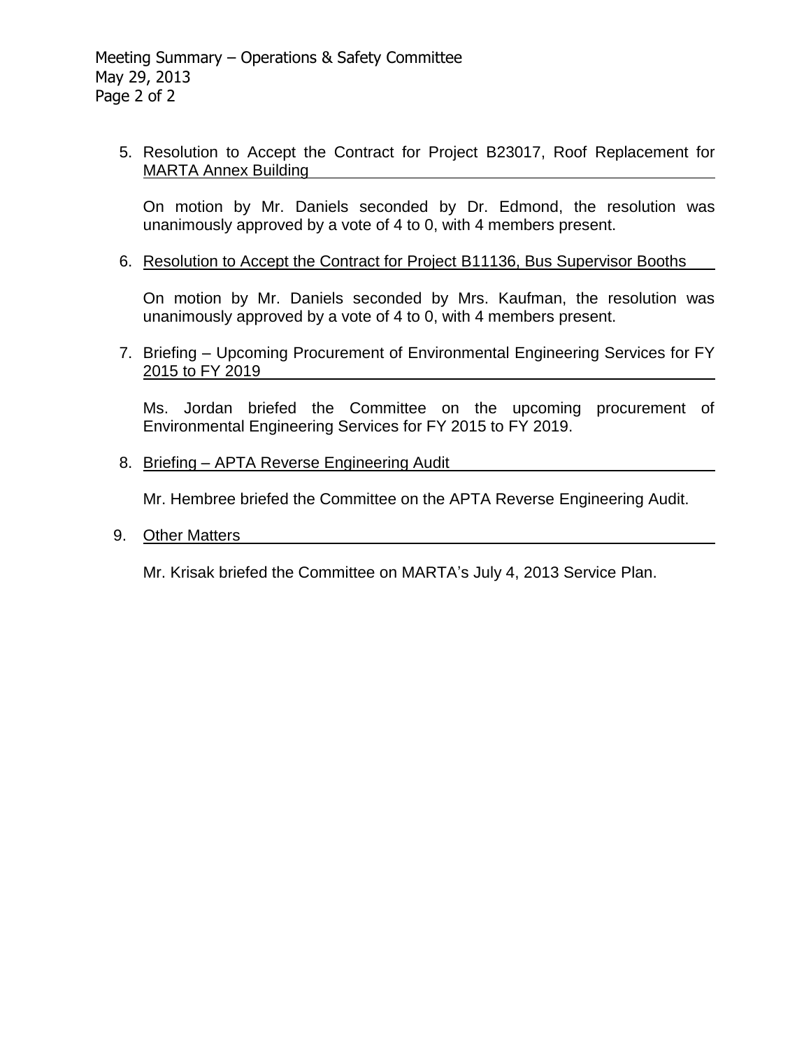5. Resolution to Accept the Contract for Project B23017, Roof Replacement for MARTA Annex Building

   On motion by Mr. Daniels seconded by Dr. Edmond, the resolution was unanimously approved by a vote of 4 to 0, with 4 members present.

6. Resolution to Accept the Contract for Project B11136, Bus Supervisor Booths

   On motion by Mr. Daniels seconded by Mrs. Kaufman, the resolution was unanimously approved by a vote of 4 to 0, with 4 members present.

7. Briefing – Upcoming Procurement of Environmental Engineering Services for FY 2015 to FY 2019

   Ms. Jordan briefed the Committee on the upcoming procurement of Environmental Engineering Services for FY 2015 to FY 2019.

8. Briefing – APTA Reverse Engineering Audit

   Mr. Hembree briefed the Committee on the APTA Reverse Engineering Audit.

9. Other Matters

   Mr. Krisak briefed the Committee on MARTA's July 4, 2013 Service Plan.